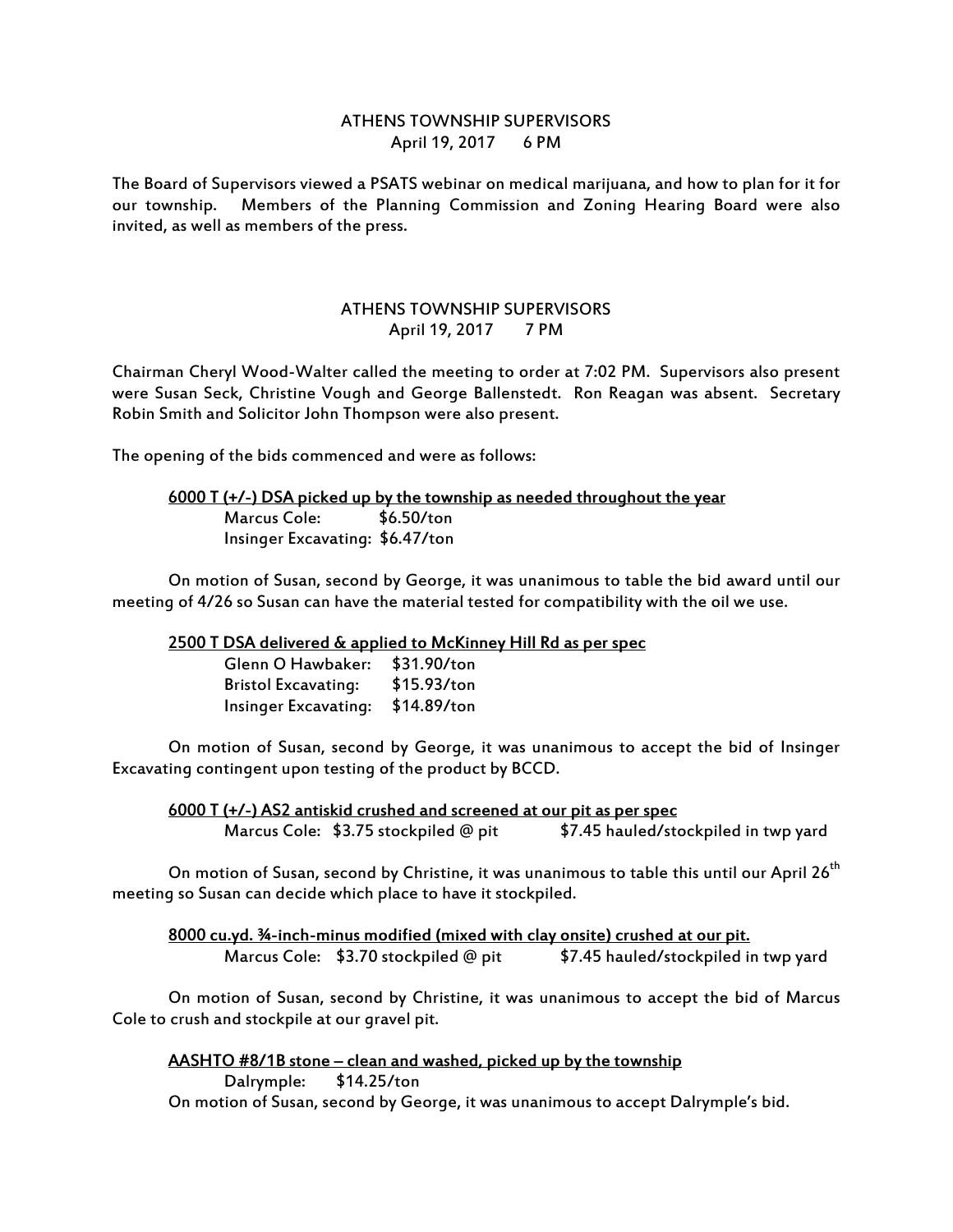ATHENS TOWNSHIP SUPERVISORS
April 19, 2017 6 PM

The Board of Supervisors viewed a PSATS webinar on medical marijuana, and how to plan for it for our township. Members of the Planning Commission and Zoning Hearing Board were also invited, as well as members of the press.

ATHENS TOWNSHIP SUPERVISORS
April 19, 2017 7 PM

Chairman Cheryl Wood-Walter called the meeting to order at 7:02 PM. Supervisors also present were Susan Seck, Christine Vough and George Ballenstedt. Ron Reagan was absent. Secretary Robin Smith and Solicitor John Thompson were also present.

The opening of the bids commenced and were as follows:

**6000 T (+/-) DSA picked up by the township as needed throughout the year**

Marcus Cole: $6.50/ton
Insinger Excavating: $6.47/ton

On motion of Susan, second by George, it was unanimous to table the bid award until our meeting of 4/26 so Susan can have the material tested for compatibility with the oil we use.

**2500 T DSA delivered & applied to McKinney Hill Rd as per spec**

Glenn O Hawbaker: $31.90/ton
Bristol Excavating: $15.93/ton
Insinger Excavating: $14.89/ton

On motion of Susan, second by George, it was unanimous to accept the bid of Insinger Excavating contingent upon testing of the product by BCCD.

**6000 T (+/-) AS2 antiskid crushed and screened at our pit as per spec**

Marcus Cole: $3.75 stockpiled @ pit $7.45 hauled/stockpiled in twp yard

On motion of Susan, second by Christine, it was unanimous to table this until our April 26th meeting so Susan can decide which place to have it stockpiled.

**8000 cu.yd. ¾-inch-minus modified (mixed with clay onsite) crushed at our pit.**

Marcus Cole: $3.70 stockpiled @ pit $7.45 hauled/stockpiled in twp yard

On motion of Susan, second by Christine, it was unanimous to accept the bid of Marcus Cole to crush and stockpile at our gravel pit.

**AASHTO #8/1B stone – clean and washed, picked up by the township**

Dalrymple: $14.25/ton

On motion of Susan, second by George, it was unanimous to accept Dalrymple's bid.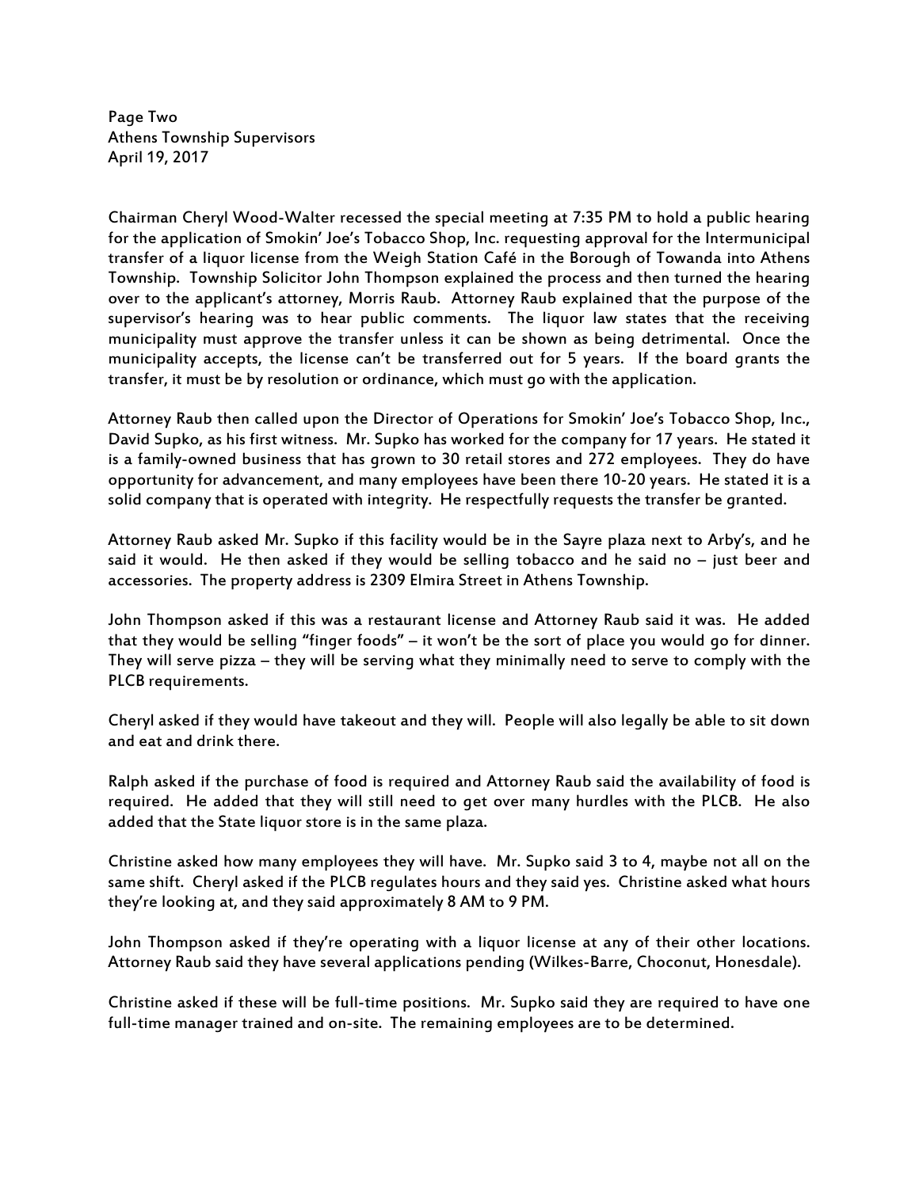Chairman Cheryl Wood-Walter recessed the special meeting at 7:35 PM to hold a public hearing for the application of Smokin' Joe's Tobacco Shop, Inc. requesting approval for the Intermunicipal transfer of a liquor license from the Weigh Station Café in the Borough of Towanda into Athens Township. Township Solicitor John Thompson explained the process and then turned the hearing over to the applicant's attorney, Morris Raub. Attorney Raub explained that the purpose of the supervisor's hearing was to hear public comments. The liquor law states that the receiving municipality must approve the transfer unless it can be shown as being detrimental. Once the municipality accepts, the license can't be transferred out for 5 years. If the board grants the transfer, it must be by resolution or ordinance, which must go with the application.

Attorney Raub then called upon the Director of Operations for Smokin' Joe's Tobacco Shop, Inc., David Supko, as his first witness. Mr. Supko has worked for the company for 17 years. He stated it is a family-owned business that has grown to 30 retail stores and 272 employees. They do have opportunity for advancement, and many employees have been there 10-20 years. He stated it is a solid company that is operated with integrity. He respectfully requests the transfer be granted.

Attorney Raub asked Mr. Supko if this facility would be in the Sayre plaza next to Arby's, and he said it would. He then asked if they would be selling tobacco and he said no – just beer and accessories. The property address is 2309 Elmira Street in Athens Township.

John Thompson asked if this was a restaurant license and Attorney Raub said it was. He added that they would be selling "finger foods" – it won't be the sort of place you would go for dinner. They will serve pizza – they will be serving what they minimally need to serve to comply with the PLCB requirements.

Cheryl asked if they would have takeout and they will. People will also legally be able to sit down and eat and drink there.

Ralph asked if the purchase of food is required and Attorney Raub said the availability of food is required. He added that they will still need to get over many hurdles with the PLCB. He also added that the State liquor store is in the same plaza.

Christine asked how many employees they will have. Mr. Supko said 3 to 4, maybe not all on the same shift. Cheryl asked if the PLCB regulates hours and they said yes. Christine asked what hours they're looking at, and they said approximately 8 AM to 9 PM.

John Thompson asked if they're operating with a liquor license at any of their other locations. Attorney Raub said they have several applications pending (Wilkes-Barre, Choconut, Honesdale).

Christine asked if these will be full-time positions. Mr. Supko said they are required to have one full-time manager trained and on-site. The remaining employees are to be determined.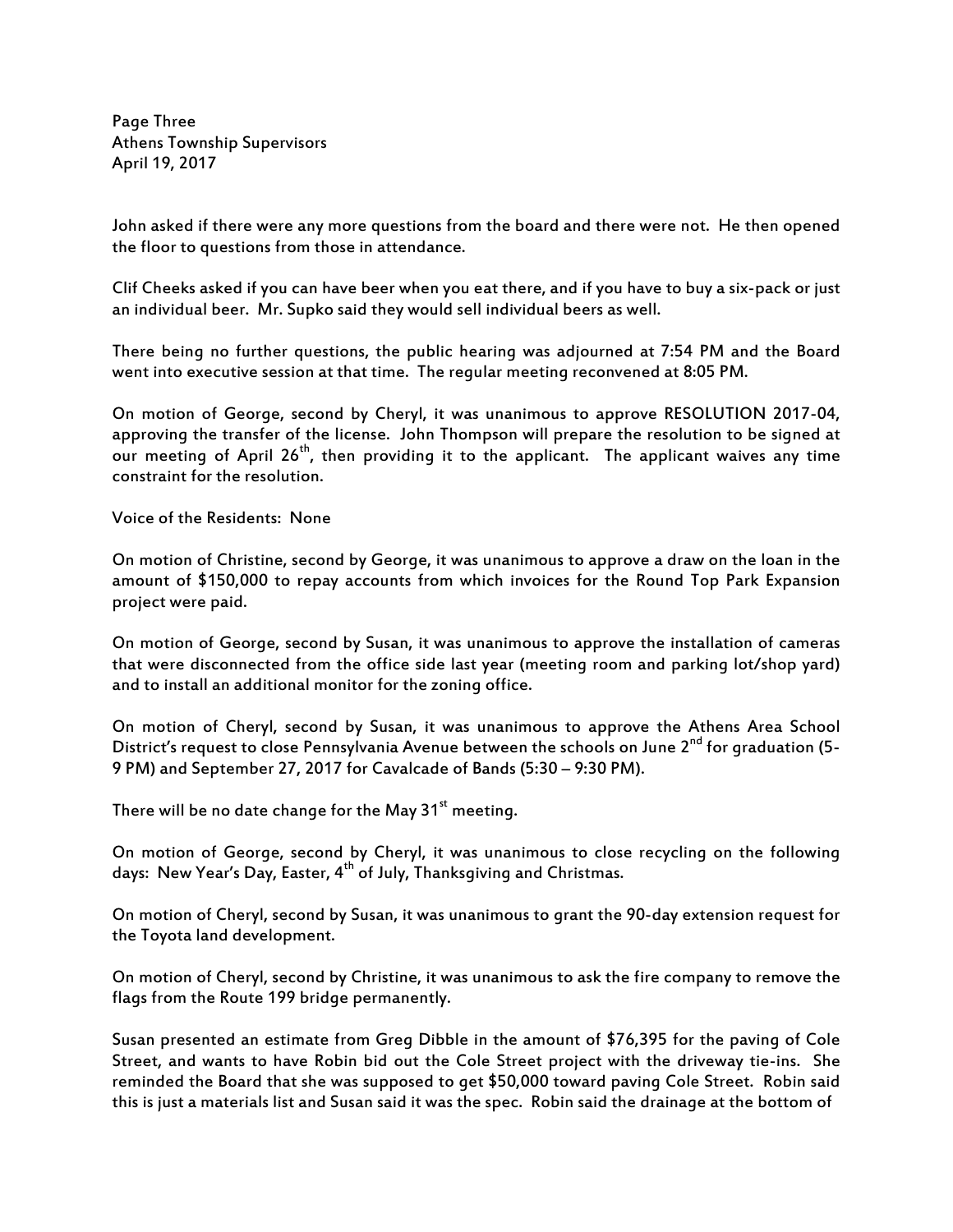John asked if there were any more questions from the board and there were not. He then opened the floor to questions from those in attendance.

Clif Cheeks asked if you can have beer when you eat there, and if you have to buy a six-pack or just an individual beer. Mr. Supko said they would sell individual beers as well.

There being no further questions, the public hearing was adjourned at 7:54 PM and the Board went into executive session at that time. The regular meeting reconvened at 8:05 PM.

On motion of George, second by Cheryl, it was unanimous to approve RESOLUTION 2017-04, approving the transfer of the license. John Thompson will prepare the resolution to be signed at our meeting of April 26th, then providing it to the applicant. The applicant waives any time constraint for the resolution.

Voice of the Residents: None

On motion of Christine, second by George, it was unanimous to approve a draw on the loan in the amount of $150,000 to repay accounts from which invoices for the Round Top Park Expansion project were paid.

On motion of George, second by Susan, it was unanimous to approve the installation of cameras that were disconnected from the office side last year (meeting room and parking lot/shop yard) and to install an additional monitor for the zoning office.

On motion of Cheryl, second by Susan, it was unanimous to approve the Athens Area School District's request to close Pennsylvania Avenue between the schools on June 2nd for graduation (5-9 PM) and September 27, 2017 for Cavalcade of Bands (5:30 – 9:30 PM).

There will be no date change for the May 31st meeting.

On motion of George, second by Cheryl, it was unanimous to close recycling on the following days: New Year's Day, Easter, 4th of July, Thanksgiving and Christmas.

On motion of Cheryl, second by Susan, it was unanimous to grant the 90-day extension request for the Toyota land development.

On motion of Cheryl, second by Christine, it was unanimous to ask the fire company to remove the flags from the Route 199 bridge permanently.

Susan presented an estimate from Greg Dibble in the amount of $76,395 for the paving of Cole Street, and wants to have Robin bid out the Cole Street project with the driveway tie-ins. She reminded the Board that she was supposed to get $50,000 toward paving Cole Street. Robin said this is just a materials list and Susan said it was the spec. Robin said the drainage at the bottom of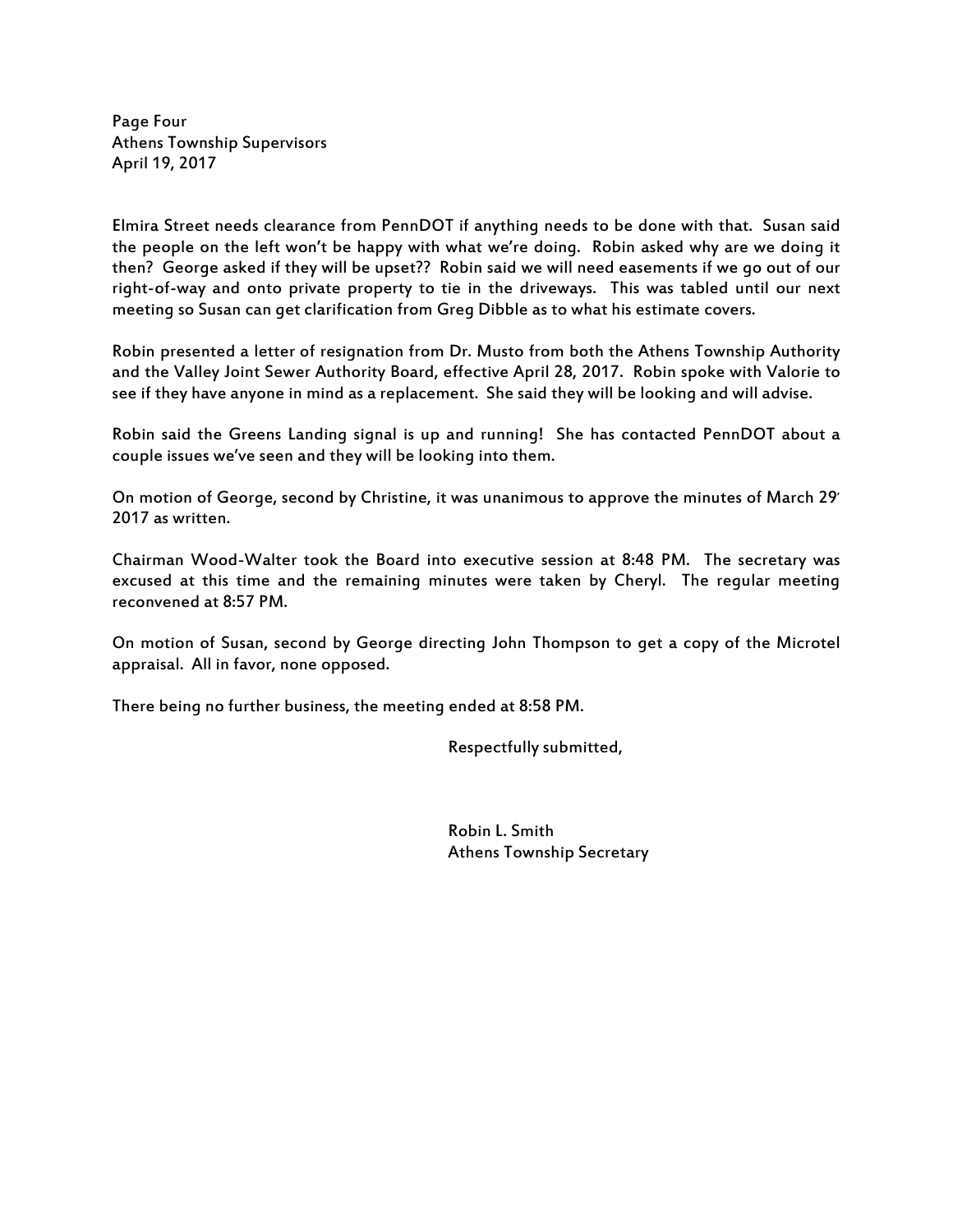Elmira Street needs clearance from PennDOT if anything needs to be done with that. Susan said the people on the left won't be happy with what we're doing. Robin asked why are we doing it then? George asked if they will be upset?? Robin said we will need easements if we go out of our right-of-way and onto private property to tie in the driveways. This was tabled until our next meeting so Susan can get clarification from Greg Dibble as to what his estimate covers.

Robin presented a letter of resignation from Dr. Musto from both the Athens Township Authority and the Valley Joint Sewer Authority Board, effective April 28, 2017. Robin spoke with Valorie to see if they have anyone in mind as a replacement. She said they will be looking and will advise.

Robin said the Greens Landing signal is up and running! She has contacted PennDOT about a couple issues we've seen and they will be looking into them.

On motion of George, second by Christine, it was unanimous to approve the minutes of March 29, 2017 as written.

Chairman Wood-Walter took the Board into executive session at 8:48 PM. The secretary was excused at this time and the remaining minutes were taken by Cheryl. The regular meeting reconvened at 8:57 PM.

On motion of Susan, second by George directing John Thompson to get a copy of the Microtel appraisal. All in favor, none opposed.

There being no further business, the meeting ended at 8:58 PM.

Respectfully submitted,

Robin L. Smith
Athens Township Secretary